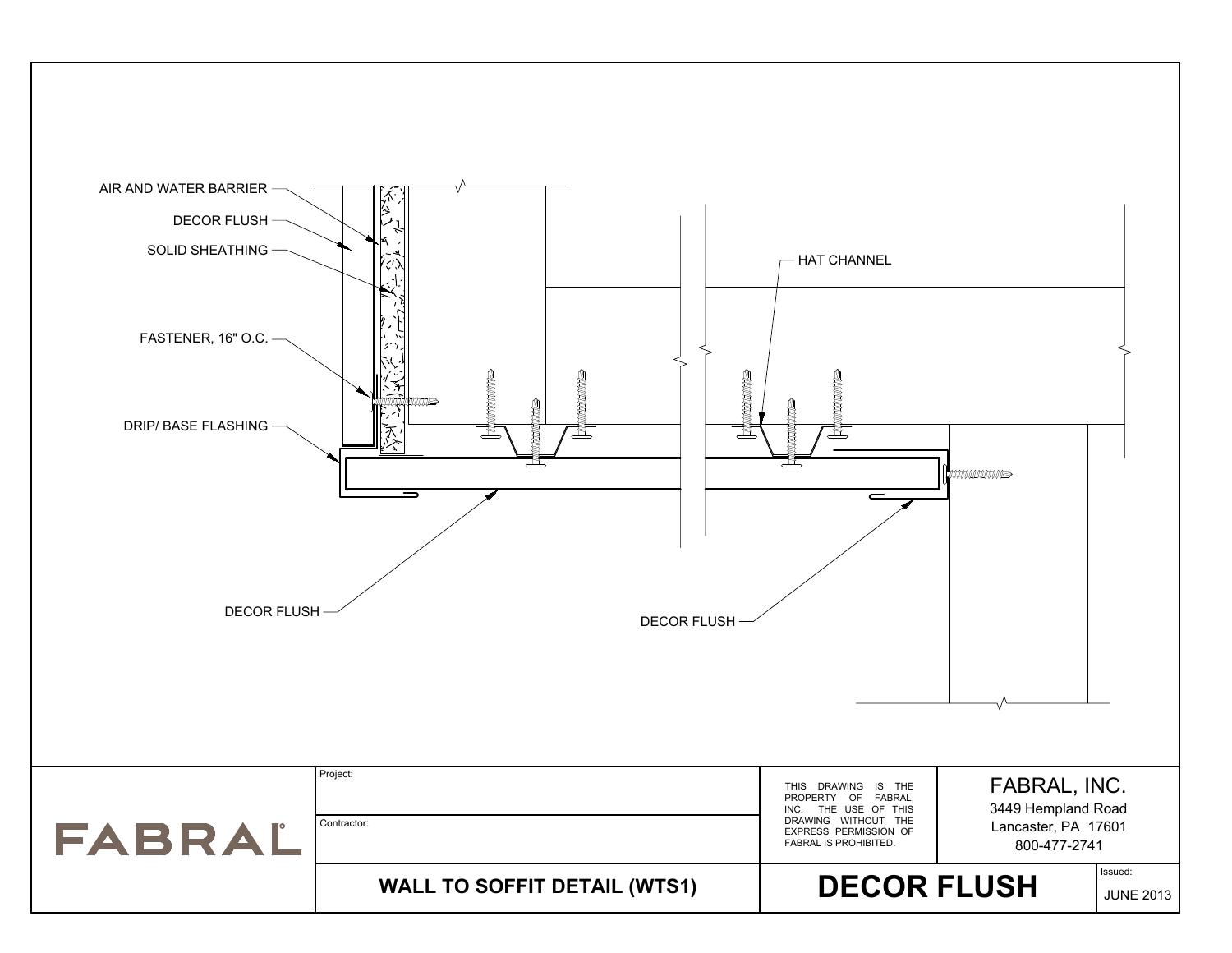AIR AND WATER BARRIER

DECOR FLUSH

SOLID SHEATHING

FASTENER, 16" O.C.

DRIP/ BASE FLASHING

HAT CHANNEL

DECOR FLUSH

DECOR FLUSH

| Project: | THIS DRAWING IS THE PROPERTY OF FABRAL, INC. THE USE OF THIS DRAWING WITHOUT THE EXPRESS PERMISSION OF FABRAL IS PROHIBITED. | FABRAL, INC. 3449 Hempland Road Lancaster, PA 17601 800-477-2741 |
|---|---|---|
| Contractor: | | |
| **WALL TO SOFFIT DETAIL (WTS1)** | **DECOR FLUSH** | Issued: JUNE 2013 |

FABRAL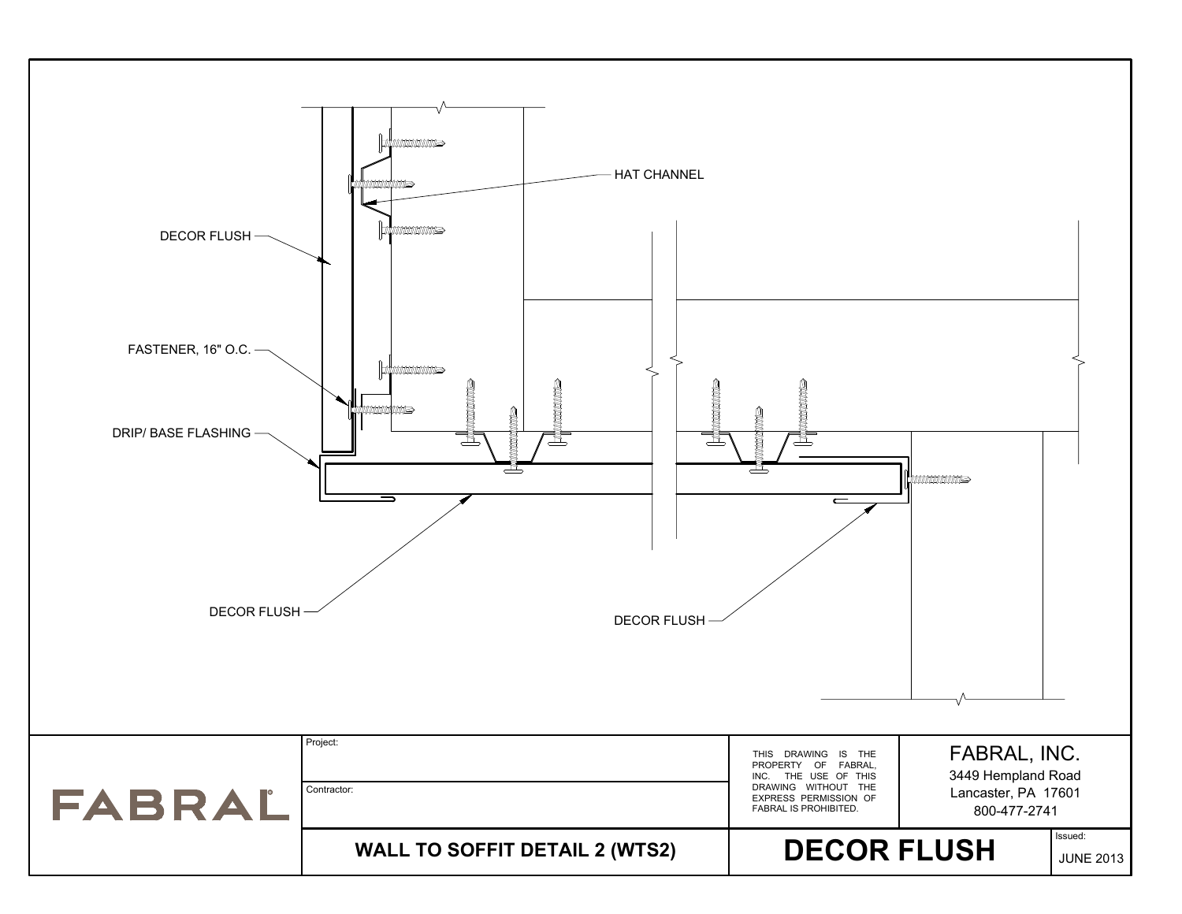HAT CHANNEL

DECOR FLUSH

FASTENER, 16" O.C.

DRIP/ BASE FLASHING

DECOR FLUSH

DECOR FLUSH

FABRAL

Project:

Contractor:

THIS DRAWING IS THE PROPERTY OF FABRAL, INC. THE USE OF THIS DRAWING WITHOUT THE EXPRESS PERMISSION OF FABRAL IS PROHIBITED.

FABRAL, INC.
3449 Hempland Road
Lancaster, PA 17601
800-477-2741

**WALL TO SOFFIT DETAIL 2 (WTS2)**

# DECOR FLUSH

Issued:
JUNE 2013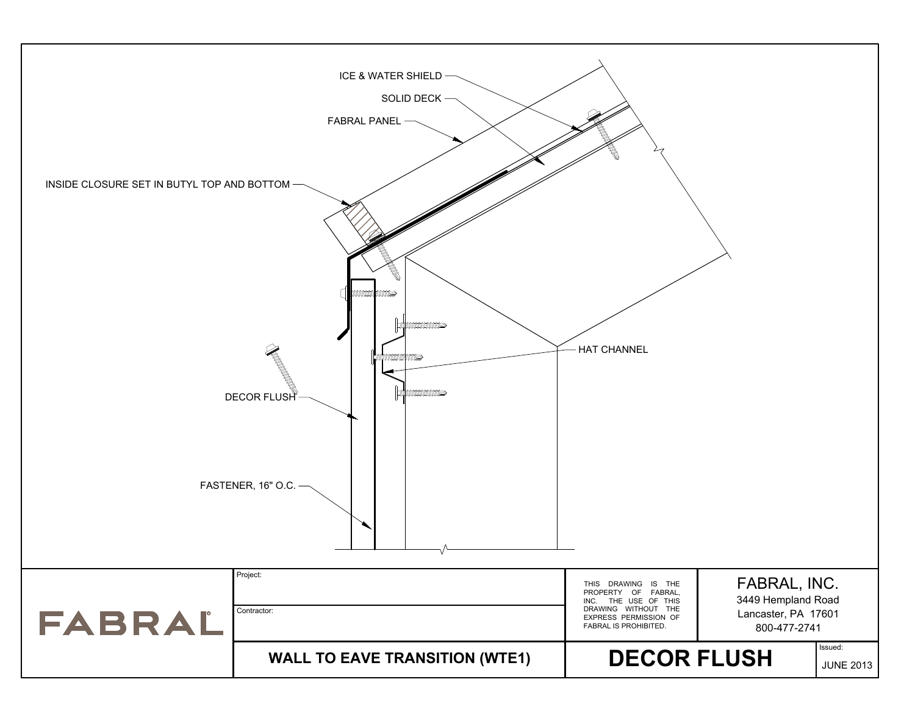ICE & WATER SHIELD

SOLID DECK

FABRAL PANEL

INSIDE CLOSURE SET IN BUTYL TOP AND BOTTOM

HAT CHANNEL

DECOR FLUSH

FASTENER, 16" O.C.

FABRAL

Project:

Contractor:

**WALL TO EAVE TRANSITION (WTE1)**

THIS DRAWING IS THE PROPERTY OF FABRAL, INC. THE USE OF THIS DRAWING WITHOUT THE EXPRESS PERMISSION OF FABRAL IS PROHIBITED.

**DECOR FLUSH**

FABRAL, INC.
3449 Hempland Road
Lancaster, PA 17601
800-477-2741

Issued:
JUNE 2013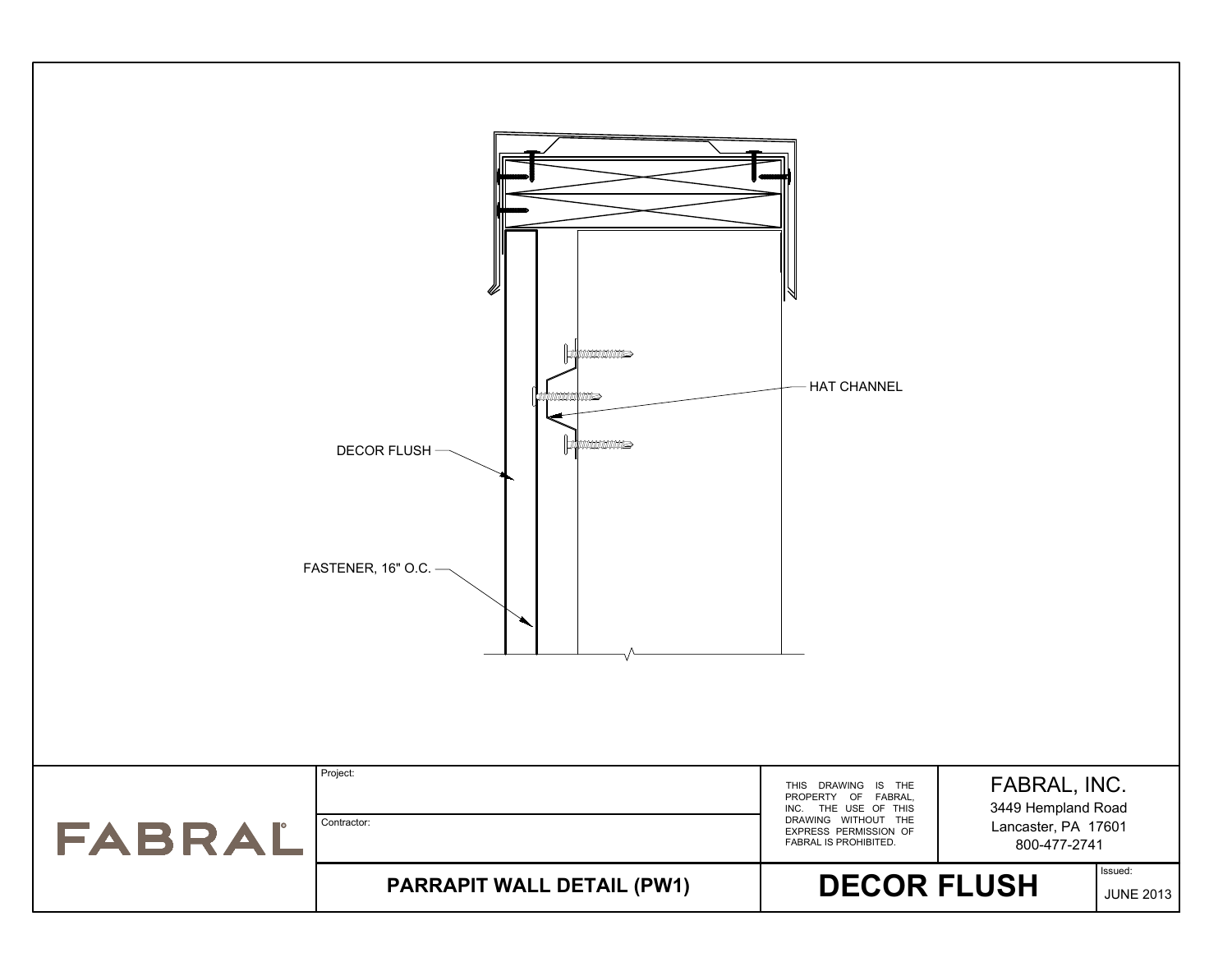HAT CHANNEL

DECOR FLUSH

FASTENER, 16" O.C.

FABRAL

Project:

Contractor:

THIS DRAWING IS THE PROPERTY OF FABRAL, INC. THE USE OF THIS DRAWING WITHOUT THE EXPRESS PERMISSION OF FABRAL IS PROHIBITED.

FABRAL, INC.
3449 Hempland Road
Lancaster, PA 17601
800-477-2741

**PARRAPIT WALL DETAIL (PW1)**

**DECOR FLUSH**

Issued:
JUNE 2013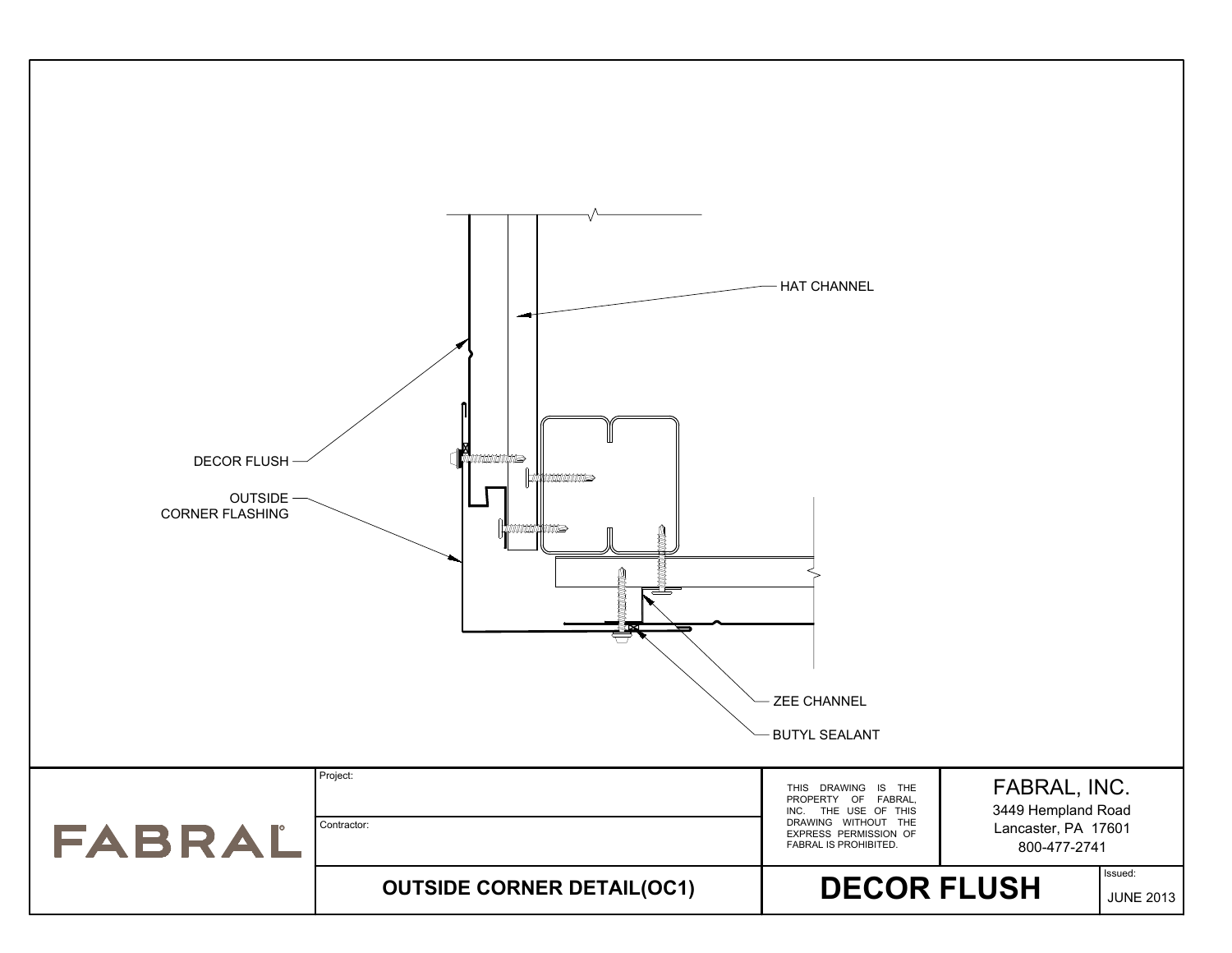HAT CHANNEL

DECOR FLUSH

OUTSIDE CORNER FLASHING

ZEE CHANNEL

BUTYL SEALANT

| | | | |
|---|---|---|---|
| FABRAL | Project: | THIS DRAWING IS THE PROPERTY OF FABRAL, INC. THE USE OF THIS DRAWING WITHOUT THE EXPRESS PERMISSION OF FABRAL IS PROHIBITED. | FABRAL, INC. 3449 Hempland Road Lancaster, PA 17601 800-477-2741 |
| | Contractor: | | |
| | **OUTSIDE CORNER DETAIL(OC1)** | **DECOR FLUSH** | Issued: JUNE 2013 |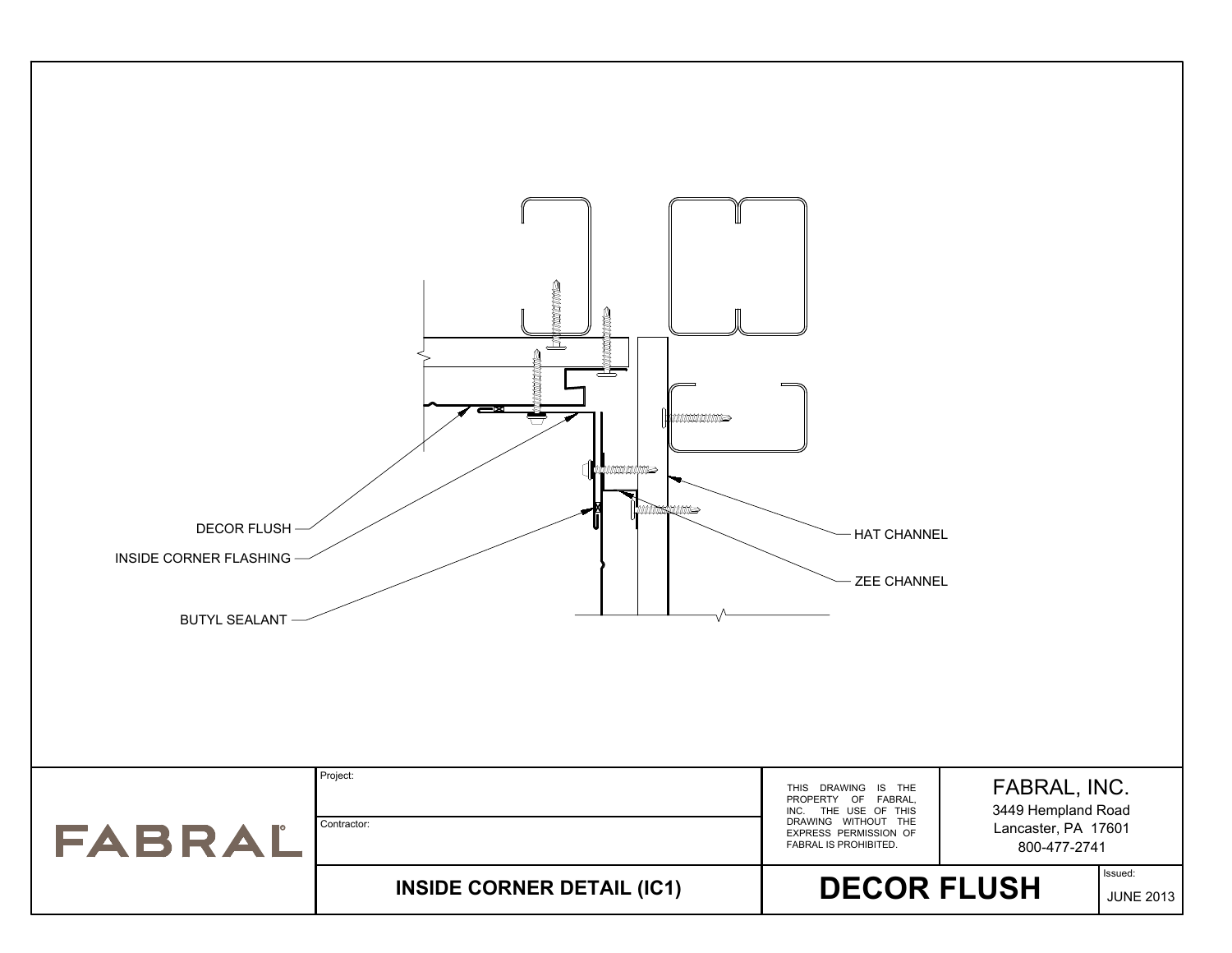DECOR FLUSH

INSIDE CORNER FLASHING

BUTYL SEALANT

HAT CHANNEL

ZEE CHANNEL

FABRAL

Project:

Contractor:

**INSIDE CORNER DETAIL (IC1)**

THIS DRAWING IS THE PROPERTY OF FABRAL, INC. THE USE OF THIS DRAWING WITHOUT THE EXPRESS PERMISSION OF FABRAL IS PROHIBITED.

FABRAL, INC.
3449 Hempland Road
Lancaster, PA 17601
800-477-2741

**DECOR FLUSH**

Issued:
JUNE 2013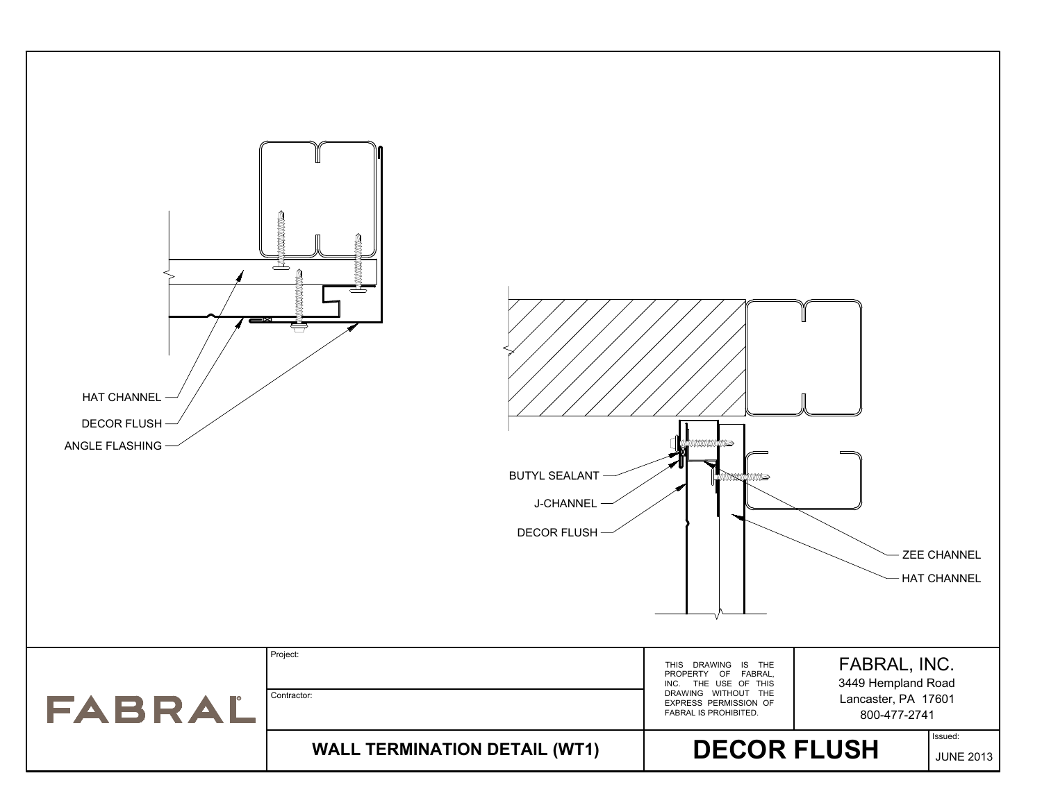HAT CHANNEL

DECOR FLUSH

ANGLE FLASHING

BUTYL SEALANT

J-CHANNEL

DECOR FLUSH

ZEE CHANNEL

HAT CHANNEL

FABRAL

Project:

Contractor:

**WALL TERMINATION DETAIL (WT1)**

THIS DRAWING IS THE PROPERTY OF FABRAL, INC. THE USE OF THIS DRAWING WITHOUT THE EXPRESS PERMISSION OF FABRAL IS PROHIBITED.

FABRAL, INC.
3449 Hempland Road
Lancaster, PA 17601
800-477-2741

**DECOR FLUSH**

Issued:
JUNE 2013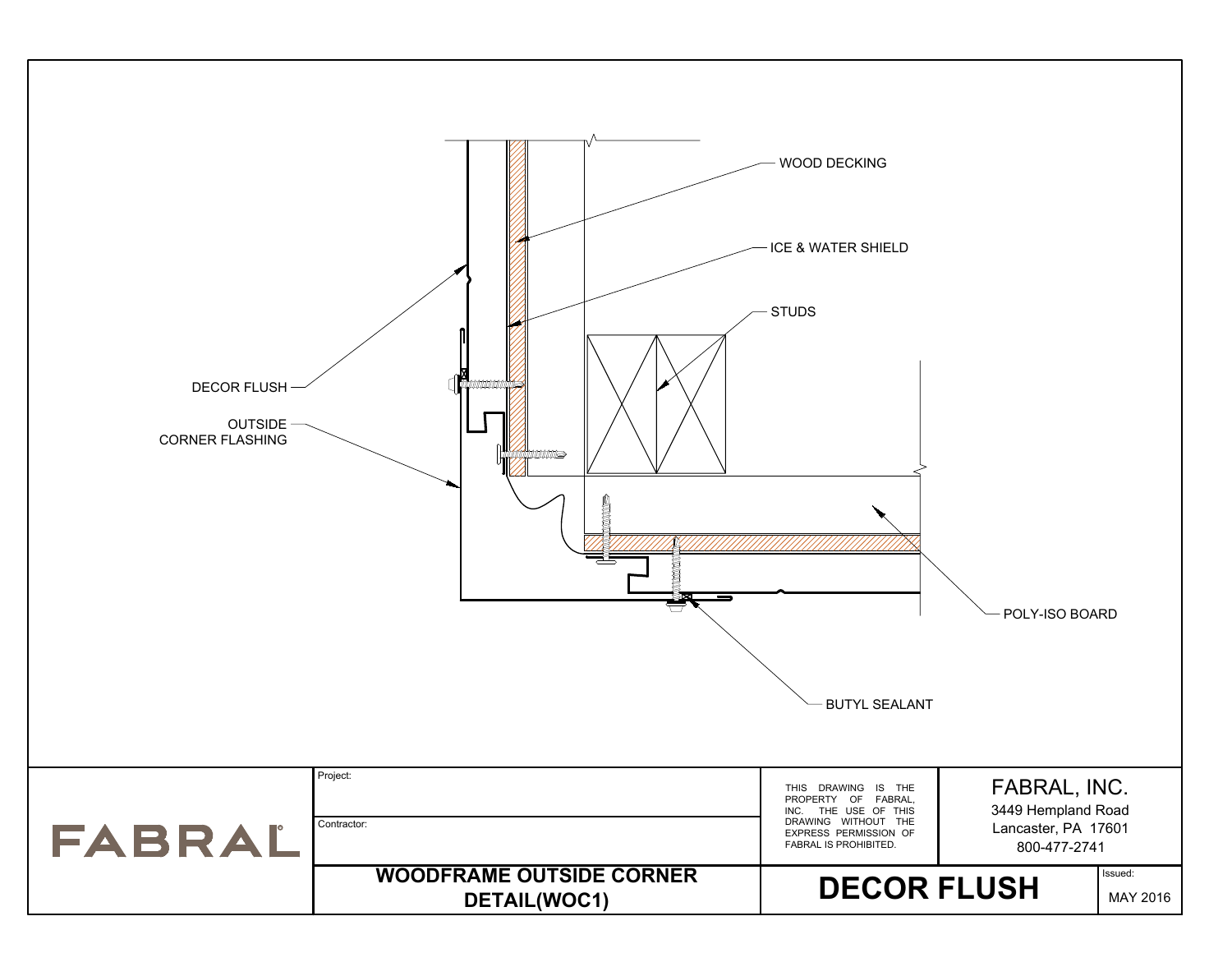WOOD DECKING

ICE & WATER SHIELD

STUDS

DECOR FLUSH

OUTSIDE CORNER FLASHING

POLY-ISO BOARD

BUTYL SEALANT

FABRAL

Project:

Contractor:

THIS DRAWING IS THE PROPERTY OF FABRAL, INC. THE USE OF THIS DRAWING WITHOUT THE EXPRESS PERMISSION OF FABRAL IS PROHIBITED.

FABRAL, INC.
3449 Hempland Road
Lancaster, PA 17601
800-477-2741

**WOODFRAME OUTSIDE CORNER DETAIL(WOC1)**

**DECOR FLUSH**

Issued: MAY 2016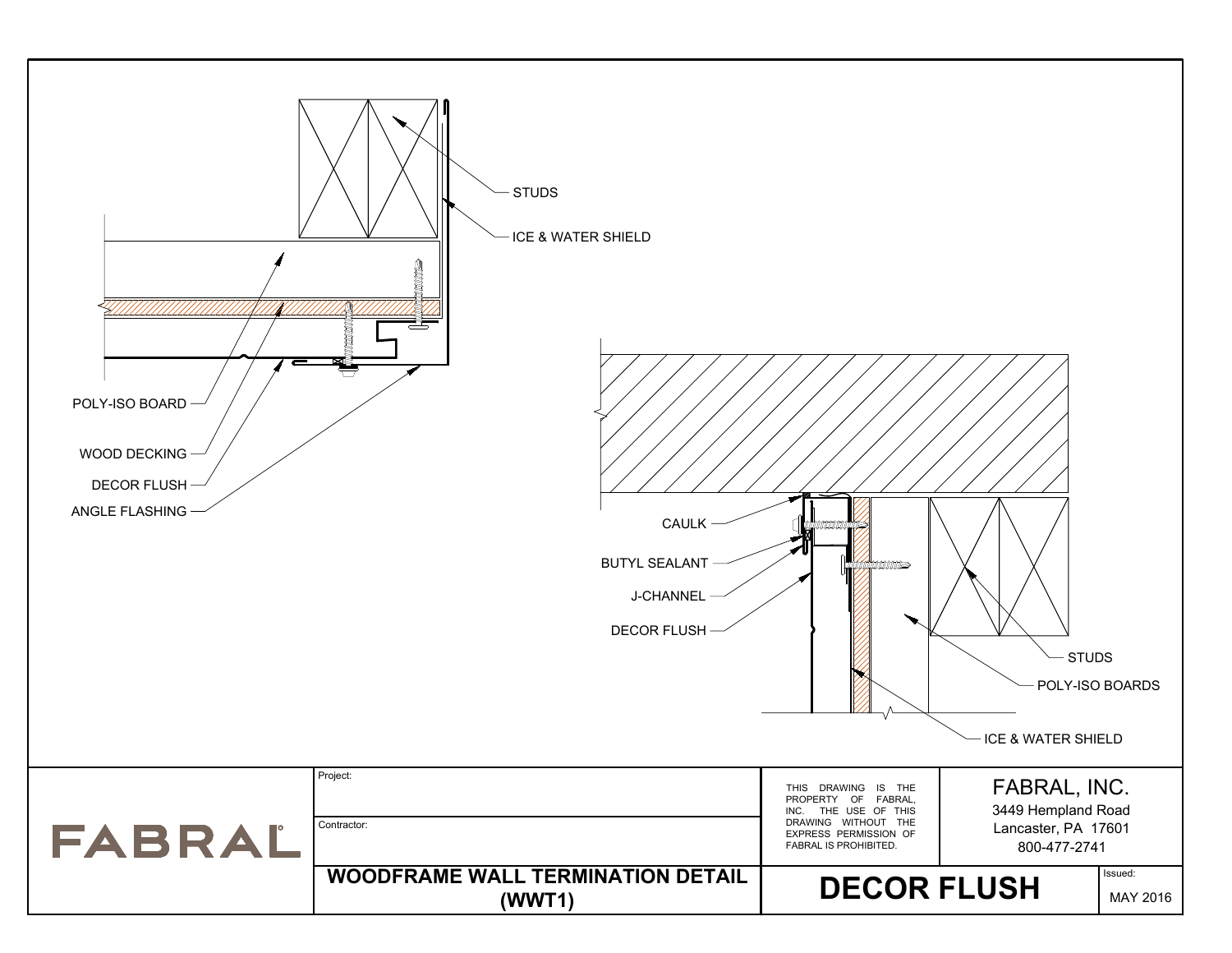STUDS

ICE & WATER SHIELD

POLY-ISO BOARD

WOOD DECKING

DECOR FLUSH

ANGLE FLASHING

CAULK

BUTYL SEALANT

J-CHANNEL

DECOR FLUSH

STUDS

POLY-ISO BOARDS

ICE & WATER SHIELD

FABRAL

Project:

Contractor:

**WOODFRAME WALL TERMINATION DETAIL (WWT1)**

THIS DRAWING IS THE PROPERTY OF FABRAL, INC. THE USE OF THIS DRAWING WITHOUT THE EXPRESS PERMISSION OF FABRAL IS PROHIBITED.

FABRAL, INC.
3449 Hempland Road
Lancaster, PA 17601
800-477-2741

**DECOR FLUSH**

Issued:
MAY 2016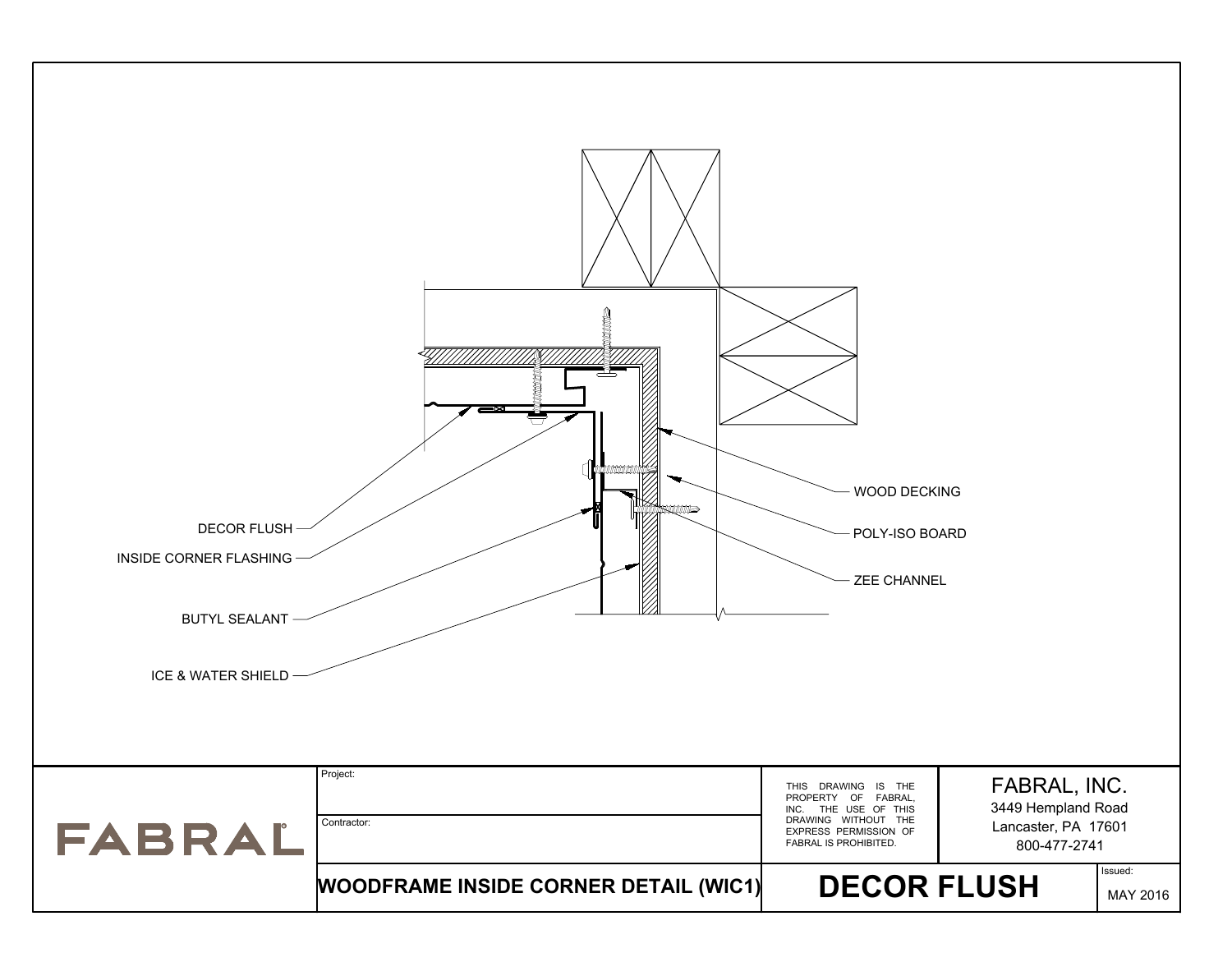DECOR FLUSH

INSIDE CORNER FLASHING

BUTYL SEALANT

ICE & WATER SHIELD

WOOD DECKING

POLY-ISO BOARD

ZEE CHANNEL

FABRAL

Project:

Contractor:

THIS DRAWING IS THE PROPERTY OF FABRAL, INC. THE USE OF THIS DRAWING WITHOUT THE EXPRESS PERMISSION OF FABRAL IS PROHIBITED.

FABRAL, INC.
3449 Hempland Road
Lancaster, PA 17601
800-477-2741

**WOODFRAME INSIDE CORNER DETAIL (WIC1)**

**DECOR FLUSH**

Issued:
MAY 2016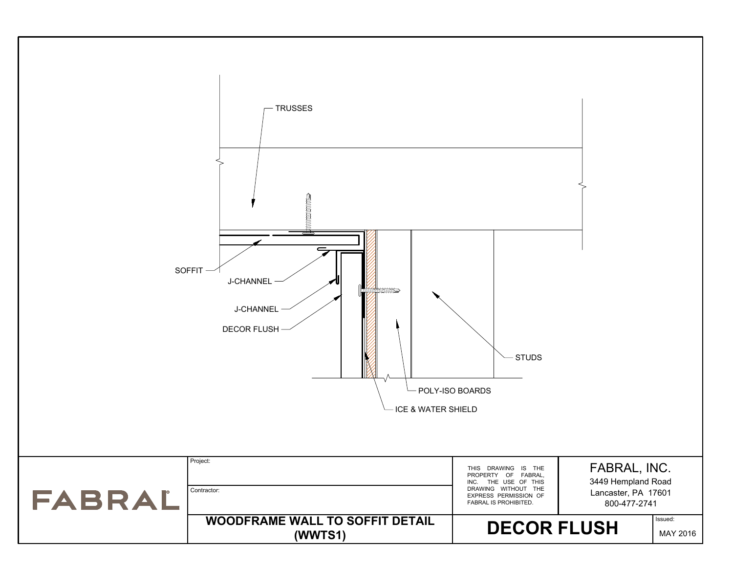TRUSSES

SOFFIT

J-CHANNEL

J-CHANNEL

DECOR FLUSH

STUDS

POLY-ISO BOARDS

ICE & WATER SHIELD

FABRAL

Project:

Contractor:

**WOODFRAME WALL TO SOFFIT DETAIL (WWTS1)**

THIS DRAWING IS THE PROPERTY OF FABRAL, INC. THE USE OF THIS DRAWING WITHOUT THE EXPRESS PERMISSION OF FABRAL IS PROHIBITED.

FABRAL, INC.
3449 Hempland Road
Lancaster, PA 17601
800-477-2741

**DECOR FLUSH**

Issued:
MAY 2016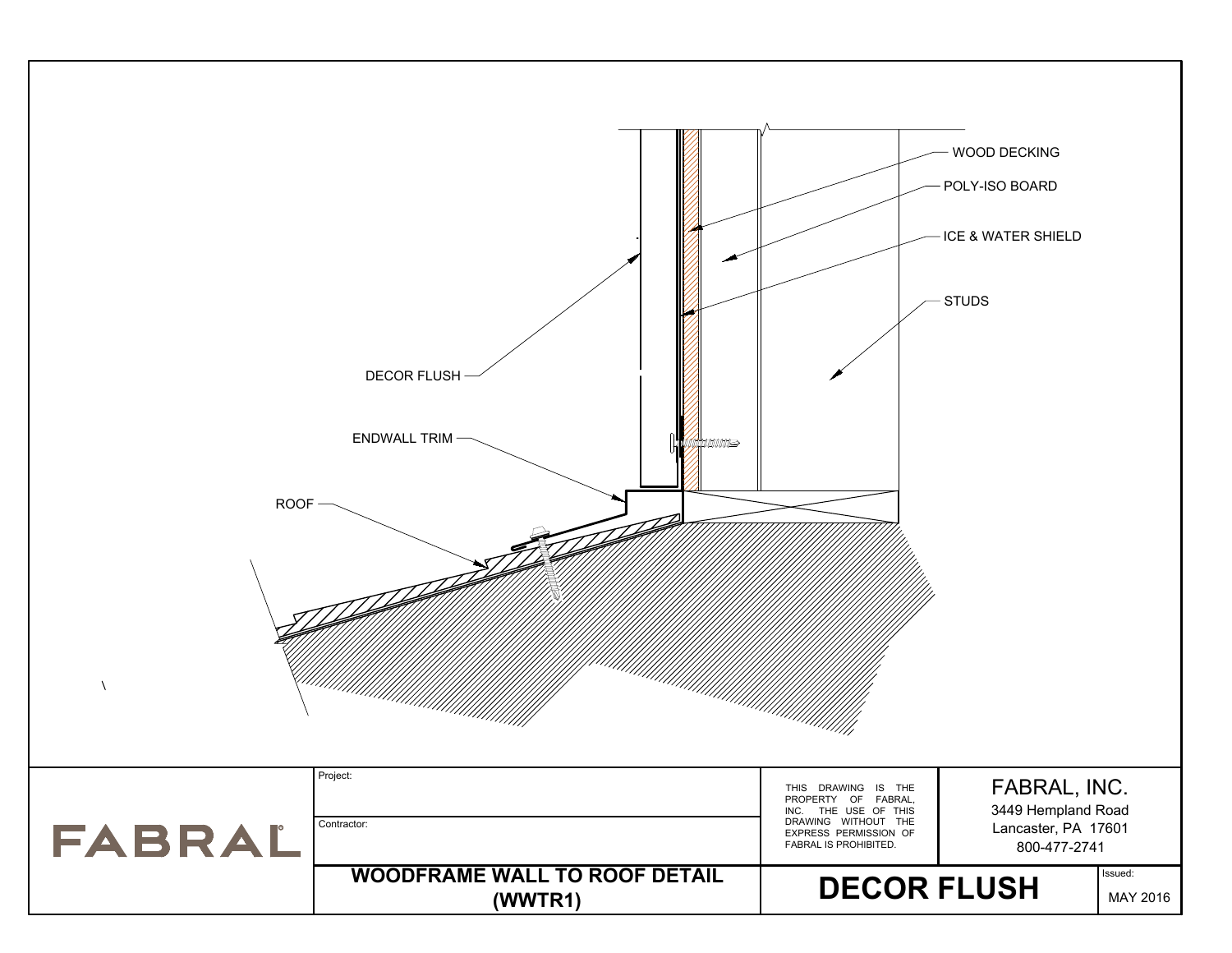WOOD DECKING

POLY-ISO BOARD

ICE & WATER SHIELD

STUDS

DECOR FLUSH

ENDWALL TRIM

ROOF

| | Project: | THIS DRAWING IS THE PROPERTY OF FABRAL, INC. THE USE OF THIS DRAWING WITHOUT THE EXPRESS PERMISSION OF FABRAL IS PROHIBITED. | FABRAL, INC. 3449 Hempland Road Lancaster, PA 17601 800-477-2741 | |
|---|---|---|---|---|
| FABRAL | Contractor: | | | |
| | **WOODFRAME WALL TO ROOF DETAIL (WWTR1)** | **DECOR FLUSH** | | Issued: MAY 2016 |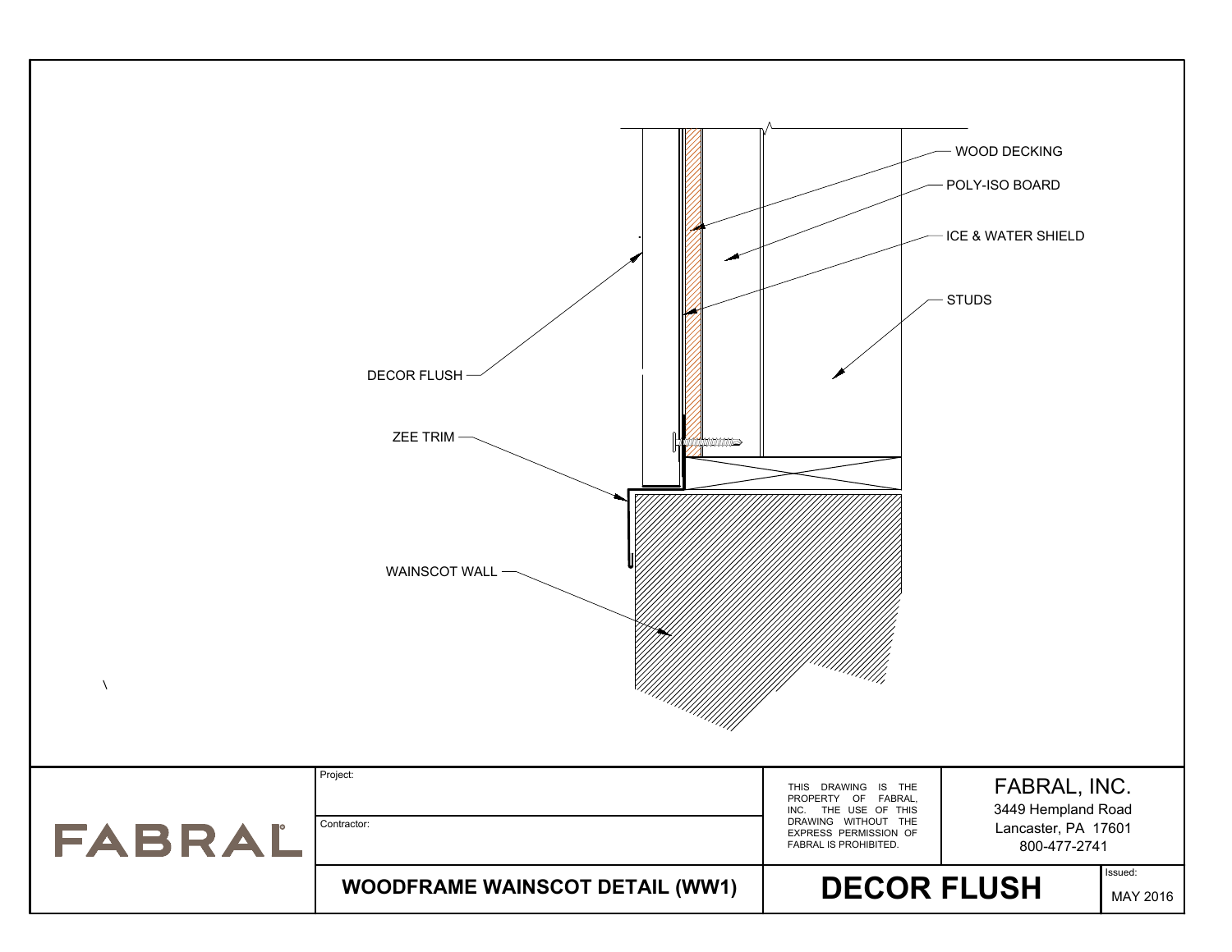WOOD DECKING

POLY-ISO BOARD

ICE & WATER SHIELD

STUDS

DECOR FLUSH

ZEE TRIM

WAINSCOT WALL

FABRAL®

Project:

Contractor:

**WOODFRAME WAINSCOT DETAIL (WW1)**

THIS DRAWING IS THE PROPERTY OF FABRAL, INC. THE USE OF THIS DRAWING WITHOUT THE EXPRESS PERMISSION OF FABRAL IS PROHIBITED.

FABRAL, INC.
3449 Hempland Road
Lancaster, PA 17601
800-477-2741

**DECOR FLUSH**

Issued:
MAY 2016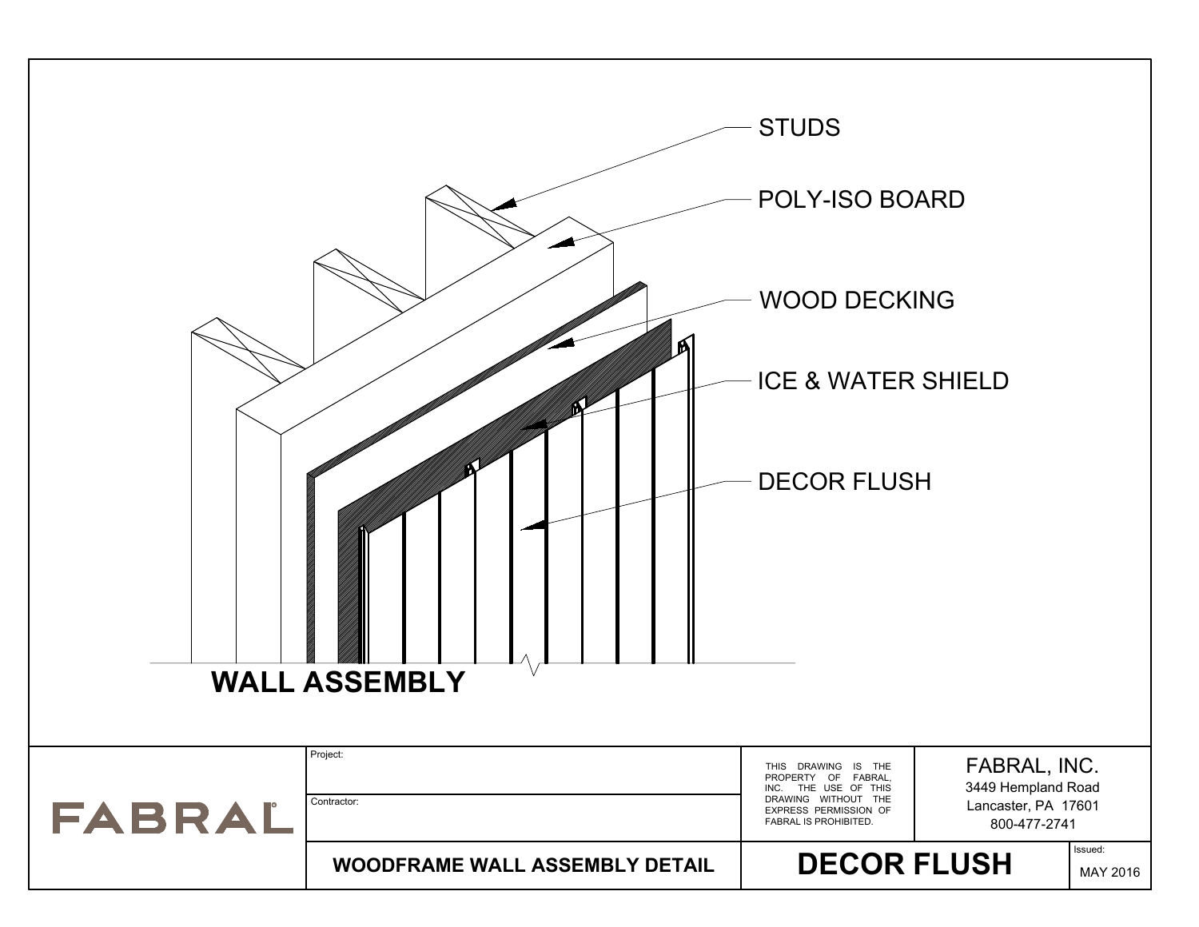STUDS

POLY-ISO BOARD

WOOD DECKING

ICE & WATER SHIELD

DECOR FLUSH

**WALL ASSEMBLY**

FABRAL

Project:

Contractor:

THIS DRAWING IS THE PROPERTY OF FABRAL, INC. THE USE OF THIS DRAWING WITHOUT THE EXPRESS PERMISSION OF FABRAL IS PROHIBITED.

FABRAL, INC.
3449 Hempland Road
Lancaster, PA 17601
800-477-2741

**WOODFRAME WALL ASSEMBLY DETAIL**

**DECOR FLUSH**

Issued:
MAY 2016